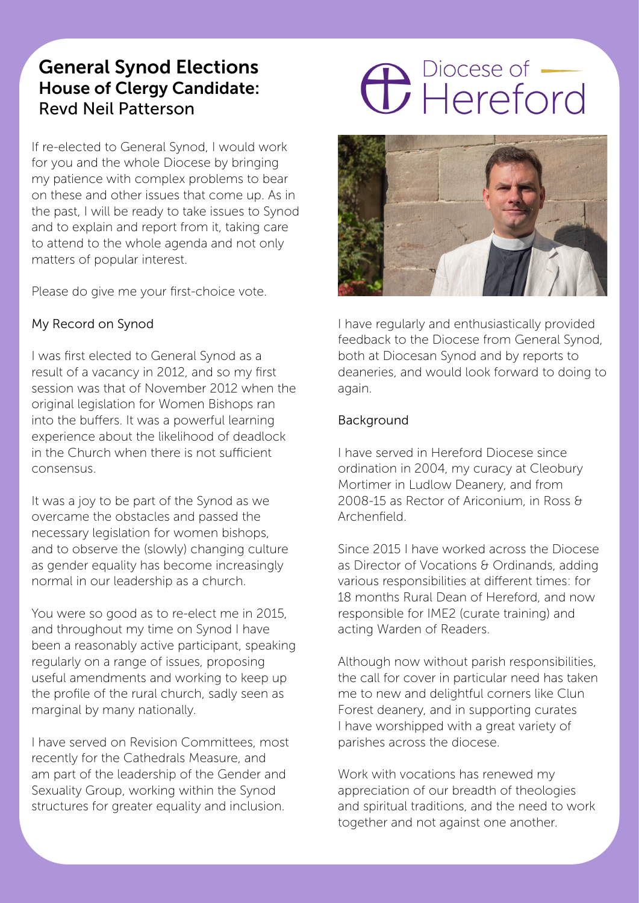# General Synod Elections

## House of Clergy Candidate:

## Revd Neil Patterson

Diocese of Hereford

If re-elected to General Synod, I would work for you and the whole Diocese by bringing my patience with complex problems to bear on these and other issues that come up. As in the past, I will be ready to take issues to Synod and to explain and report from it, taking care to attend to the whole agenda and not only matters of popular interest.

Please do give me your first-choice vote.

### My Record on Synod

I was first elected to General Synod as a result of a vacancy in 2012, and so my first session was that of November 2012 when the original legislation for Women Bishops ran into the buffers. It was a powerful learning experience about the likelihood of deadlock in the Church when there is not sufficient consensus.

It was a joy to be part of the Synod as we overcame the obstacles and passed the necessary legislation for women bishops, and to observe the (slowly) changing culture as gender equality has become increasingly normal in our leadership as a church.

You were so good as to re-elect me in 2015, and throughout my time on Synod I have been a reasonably active participant, speaking regularly on a range of issues, proposing useful amendments and working to keep up the profile of the rural church, sadly seen as marginal by many nationally.

I have served on Revision Committees, most recently for the Cathedrals Measure, and am part of the leadership of the Gender and Sexuality Group, working within the Synod structures for greater equality and inclusion.

I have regularly and enthusiastically provided feedback to the Diocese from General Synod, both at Diocesan Synod and by reports to deaneries, and would look forward to doing to again.

### Background

I have served in Hereford Diocese since ordination in 2004, my curacy at Cleobury Mortimer in Ludlow Deanery, and from 2008-15 as Rector of Ariconium, in Ross & Archenfield.

Since 2015 I have worked across the Diocese as Director of Vocations & Ordinands, adding various responsibilities at different times: for 18 months Rural Dean of Hereford, and now responsible for IME2 (curate training) and acting Warden of Readers.

Although now without parish responsibilities, the call for cover in particular need has taken me to new and delightful corners like Clun Forest deanery, and in supporting curates I have worshipped with a great variety of parishes across the diocese.

Work with vocations has renewed my appreciation of our breadth of theologies and spiritual traditions, and the need to work together and not against one another.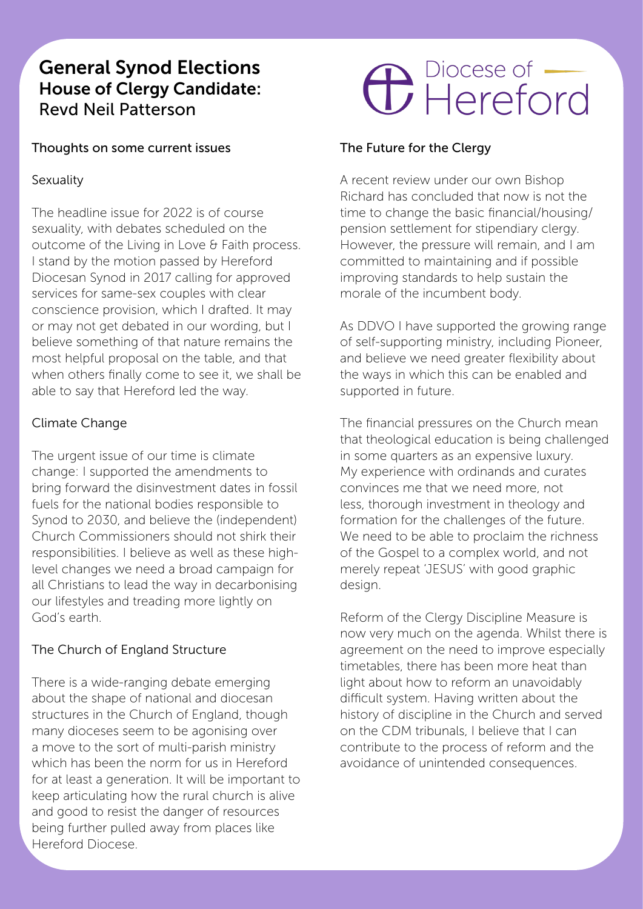# General Synod Elections
## House of Clergy Candidate:
## Revd Neil Patterson

Diocese of Hereford

### Thoughts on some current issues

#### Sexuality

The headline issue for 2022 is of course sexuality, with debates scheduled on the outcome of the Living in Love & Faith process. I stand by the motion passed by Hereford Diocesan Synod in 2017 calling for approved services for same-sex couples with clear conscience provision, which I drafted. It may or may not get debated in our wording, but I believe something of that nature remains the most helpful proposal on the table, and that when others finally come to see it, we shall be able to say that Hereford led the way.

#### Climate Change

The urgent issue of our time is climate change: I supported the amendments to bring forward the disinvestment dates in fossil fuels for the national bodies responsible to Synod to 2030, and believe the (independent) Church Commissioners should not shirk their responsibilities. I believe as well as these high-level changes we need a broad campaign for all Christians to lead the way in decarbonising our lifestyles and treading more lightly on God's earth.

#### The Church of England Structure

There is a wide-ranging debate emerging about the shape of national and diocesan structures in the Church of England, though many dioceses seem to be agonising over a move to the sort of multi-parish ministry which has been the norm for us in Hereford for at least a generation. It will be important to keep articulating how the rural church is alive and good to resist the danger of resources being further pulled away from places like Hereford Diocese.

#### The Future for the Clergy

A recent review under our own Bishop Richard has concluded that now is not the time to change the basic financial/housing/pension settlement for stipendiary clergy. However, the pressure will remain, and I am committed to maintaining and if possible improving standards to help sustain the morale of the incumbent body.

As DDVO I have supported the growing range of self-supporting ministry, including Pioneer, and believe we need greater flexibility about the ways in which this can be enabled and supported in future.

The financial pressures on the Church mean that theological education is being challenged in some quarters as an expensive luxury. My experience with ordinands and curates convinces me that we need more, not less, thorough investment in theology and formation for the challenges of the future. We need to be able to proclaim the richness of the Gospel to a complex world, and not merely repeat 'JESUS' with good graphic design.

Reform of the Clergy Discipline Measure is now very much on the agenda. Whilst there is agreement on the need to improve especially timetables, there has been more heat than light about how to reform an unavoidably difficult system. Having written about the history of discipline in the Church and served on the CDM tribunals, I believe that I can contribute to the process of reform and the avoidance of unintended consequences.